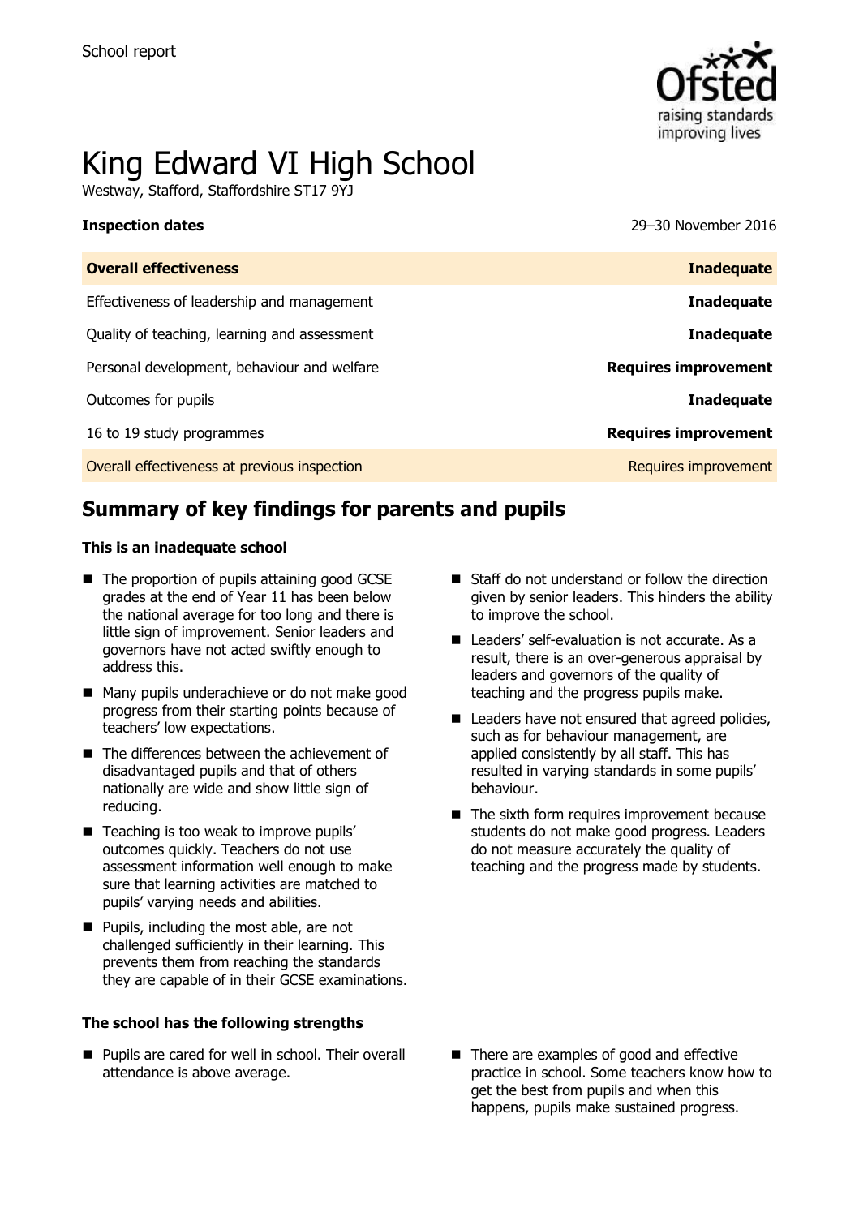School report

# King Edward VI High School

Westway, Stafford, Staffordshire ST17 9YJ

**Inspection dates** 29–30 November 2016

| | |
|---|---|
| **Overall effectiveness** | **Inadequate** |
| Effectiveness of leadership and management | **Inadequate** |
| Quality of teaching, learning and assessment | **Inadequate** |
| Personal development, behaviour and welfare | **Requires improvement** |
| Outcomes for pupils | **Inadequate** |
| 16 to 19 study programmes | **Requires improvement** |
| Overall effectiveness at previous inspection | Requires improvement |

## Summary of key findings for parents and pupils

**This is an inadequate school**

- The proportion of pupils attaining good GCSE grades at the end of Year 11 has been below the national average for too long and there is little sign of improvement. Senior leaders and governors have not acted swiftly enough to address this.
- Many pupils underachieve or do not make good progress from their starting points because of teachers' low expectations.
- The differences between the achievement of disadvantaged pupils and that of others nationally are wide and show little sign of reducing.
- Teaching is too weak to improve pupils' outcomes quickly. Teachers do not use assessment information well enough to make sure that learning activities are matched to pupils' varying needs and abilities.
- Pupils, including the most able, are not challenged sufficiently in their learning. This prevents them from reaching the standards they are capable of in their GCSE examinations.
- Staff do not understand or follow the direction given by senior leaders. This hinders the ability to improve the school.
- Leaders' self-evaluation is not accurate. As a result, there is an over-generous appraisal by leaders and governors of the quality of teaching and the progress pupils make.
- Leaders have not ensured that agreed policies, such as for behaviour management, are applied consistently by all staff. This has resulted in varying standards in some pupils' behaviour.
- The sixth form requires improvement because students do not make good progress. Leaders do not measure accurately the quality of teaching and the progress made by students.

**The school has the following strengths**

- Pupils are cared for well in school. Their overall attendance is above average.
- There are examples of good and effective practice in school. Some teachers know how to get the best from pupils and when this happens, pupils make sustained progress.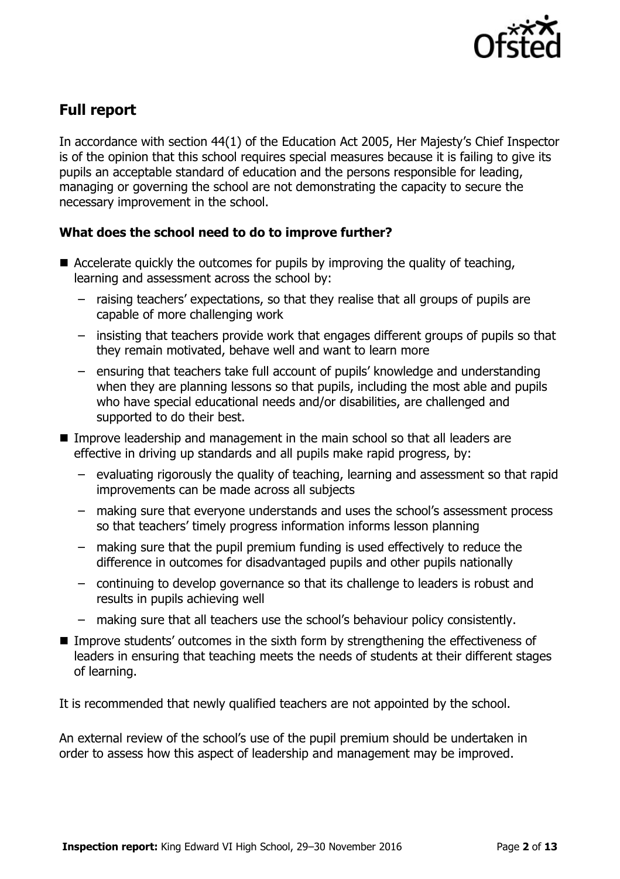## Full report

In accordance with section 44(1) of the Education Act 2005, Her Majesty's Chief Inspector is of the opinion that this school requires special measures because it is failing to give its pupils an acceptable standard of education and the persons responsible for leading, managing or governing the school are not demonstrating the capacity to secure the necessary improvement in the school.

### What does the school need to do to improve further?

- Accelerate quickly the outcomes for pupils by improving the quality of teaching, learning and assessment across the school by:
  - raising teachers' expectations, so that they realise that all groups of pupils are capable of more challenging work
  - insisting that teachers provide work that engages different groups of pupils so that they remain motivated, behave well and want to learn more
  - ensuring that teachers take full account of pupils' knowledge and understanding when they are planning lessons so that pupils, including the most able and pupils who have special educational needs and/or disabilities, are challenged and supported to do their best.
- Improve leadership and management in the main school so that all leaders are effective in driving up standards and all pupils make rapid progress, by:
  - evaluating rigorously the quality of teaching, learning and assessment so that rapid improvements can be made across all subjects
  - making sure that everyone understands and uses the school's assessment process so that teachers' timely progress information informs lesson planning
  - making sure that the pupil premium funding is used effectively to reduce the difference in outcomes for disadvantaged pupils and other pupils nationally
  - continuing to develop governance so that its challenge to leaders is robust and results in pupils achieving well
  - making sure that all teachers use the school's behaviour policy consistently.
- Improve students' outcomes in the sixth form by strengthening the effectiveness of leaders in ensuring that teaching meets the needs of students at their different stages of learning.

It is recommended that newly qualified teachers are not appointed by the school.

An external review of the school's use of the pupil premium should be undertaken in order to assess how this aspect of leadership and management may be improved.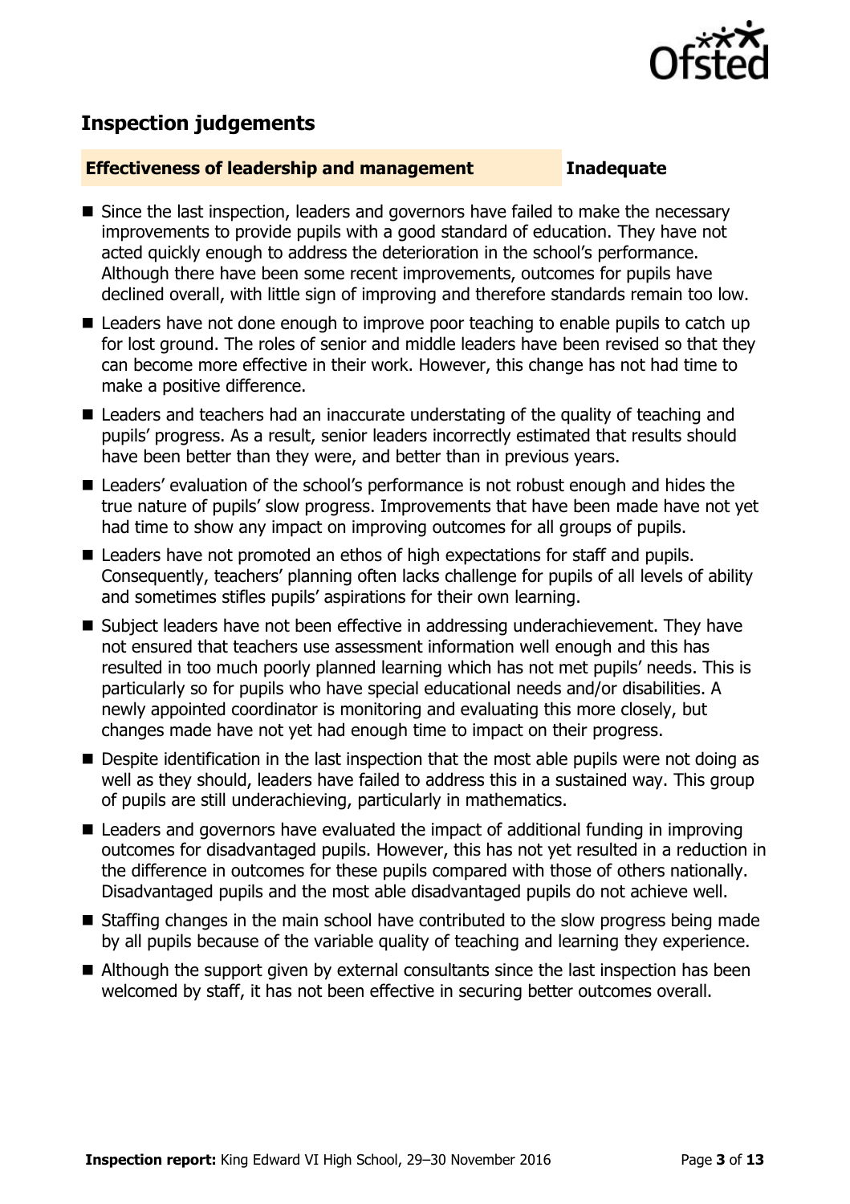## Inspection judgements

**Effectiveness of leadership and management** **Inadequate**

- Since the last inspection, leaders and governors have failed to make the necessary improvements to provide pupils with a good standard of education. They have not acted quickly enough to address the deterioration in the school's performance. Although there have been some recent improvements, outcomes for pupils have declined overall, with little sign of improving and therefore standards remain too low.
- Leaders have not done enough to improve poor teaching to enable pupils to catch up for lost ground. The roles of senior and middle leaders have been revised so that they can become more effective in their work. However, this change has not had time to make a positive difference.
- Leaders and teachers had an inaccurate understating of the quality of teaching and pupils' progress. As a result, senior leaders incorrectly estimated that results should have been better than they were, and better than in previous years.
- Leaders' evaluation of the school's performance is not robust enough and hides the true nature of pupils' slow progress. Improvements that have been made have not yet had time to show any impact on improving outcomes for all groups of pupils.
- Leaders have not promoted an ethos of high expectations for staff and pupils. Consequently, teachers' planning often lacks challenge for pupils of all levels of ability and sometimes stifles pupils' aspirations for their own learning.
- Subject leaders have not been effective in addressing underachievement. They have not ensured that teachers use assessment information well enough and this has resulted in too much poorly planned learning which has not met pupils' needs. This is particularly so for pupils who have special educational needs and/or disabilities. A newly appointed coordinator is monitoring and evaluating this more closely, but changes made have not yet had enough time to impact on their progress.
- Despite identification in the last inspection that the most able pupils were not doing as well as they should, leaders have failed to address this in a sustained way. This group of pupils are still underachieving, particularly in mathematics.
- Leaders and governors have evaluated the impact of additional funding in improving outcomes for disadvantaged pupils. However, this has not yet resulted in a reduction in the difference in outcomes for these pupils compared with those of others nationally. Disadvantaged pupils and the most able disadvantaged pupils do not achieve well.
- Staffing changes in the main school have contributed to the slow progress being made by all pupils because of the variable quality of teaching and learning they experience.
- Although the support given by external consultants since the last inspection has been welcomed by staff, it has not been effective in securing better outcomes overall.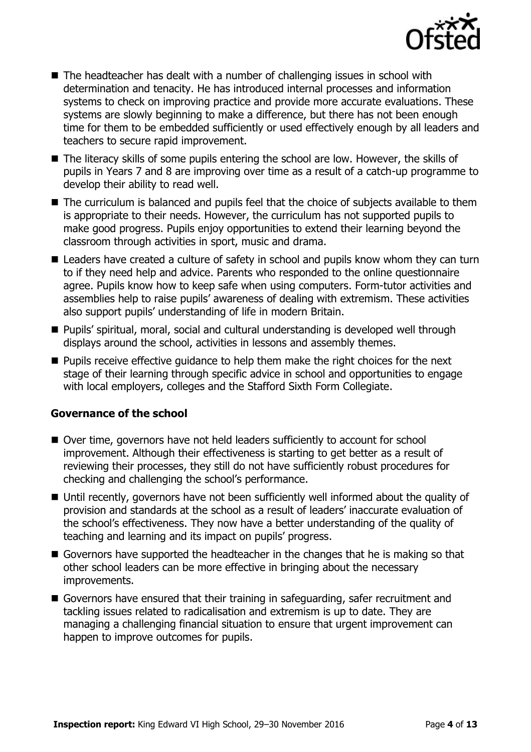- The headteacher has dealt with a number of challenging issues in school with determination and tenacity. He has introduced internal processes and information systems to check on improving practice and provide more accurate evaluations. These systems are slowly beginning to make a difference, but there has not been enough time for them to be embedded sufficiently or used effectively enough by all leaders and teachers to secure rapid improvement.
- The literacy skills of some pupils entering the school are low. However, the skills of pupils in Years 7 and 8 are improving over time as a result of a catch-up programme to develop their ability to read well.
- The curriculum is balanced and pupils feel that the choice of subjects available to them is appropriate to their needs. However, the curriculum has not supported pupils to make good progress. Pupils enjoy opportunities to extend their learning beyond the classroom through activities in sport, music and drama.
- Leaders have created a culture of safety in school and pupils know whom they can turn to if they need help and advice. Parents who responded to the online questionnaire agree. Pupils know how to keep safe when using computers. Form-tutor activities and assemblies help to raise pupils' awareness of dealing with extremism. These activities also support pupils' understanding of life in modern Britain.
- Pupils' spiritual, moral, social and cultural understanding is developed well through displays around the school, activities in lessons and assembly themes.
- Pupils receive effective guidance to help them make the right choices for the next stage of their learning through specific advice in school and opportunities to engage with local employers, colleges and the Stafford Sixth Form Collegiate.

### Governance of the school

- Over time, governors have not held leaders sufficiently to account for school improvement. Although their effectiveness is starting to get better as a result of reviewing their processes, they still do not have sufficiently robust procedures for checking and challenging the school's performance.
- Until recently, governors have not been sufficiently well informed about the quality of provision and standards at the school as a result of leaders' inaccurate evaluation of the school's effectiveness. They now have a better understanding of the quality of teaching and learning and its impact on pupils' progress.
- Governors have supported the headteacher in the changes that he is making so that other school leaders can be more effective in bringing about the necessary improvements.
- Governors have ensured that their training in safeguarding, safer recruitment and tackling issues related to radicalisation and extremism is up to date. They are managing a challenging financial situation to ensure that urgent improvement can happen to improve outcomes for pupils.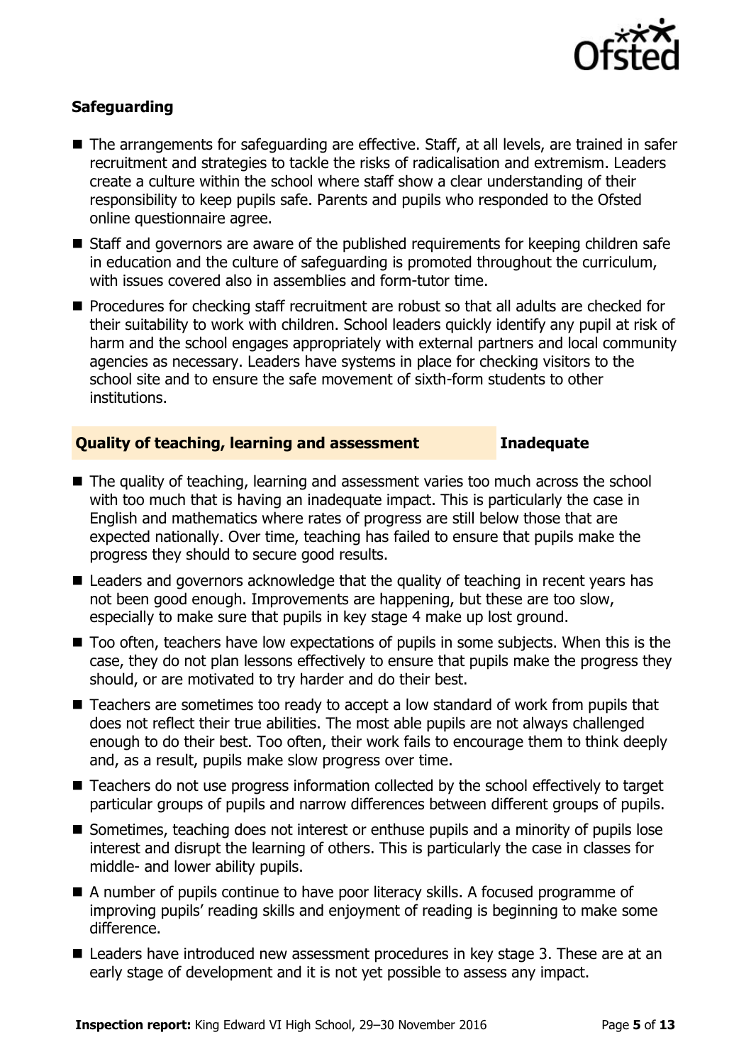### Safeguarding

- The arrangements for safeguarding are effective. Staff, at all levels, are trained in safer recruitment and strategies to tackle the risks of radicalisation and extremism. Leaders create a culture within the school where staff show a clear understanding of their responsibility to keep pupils safe. Parents and pupils who responded to the Ofsted online questionnaire agree.
- Staff and governors are aware of the published requirements for keeping children safe in education and the culture of safeguarding is promoted throughout the curriculum, with issues covered also in assemblies and form-tutor time.
- Procedures for checking staff recruitment are robust so that all adults are checked for their suitability to work with children. School leaders quickly identify any pupil at risk of harm and the school engages appropriately with external partners and local community agencies as necessary. Leaders have systems in place for checking visitors to the school site and to ensure the safe movement of sixth-form students to other institutions.

### Quality of teaching, learning and assessment — Inadequate

- The quality of teaching, learning and assessment varies too much across the school with too much that is having an inadequate impact. This is particularly the case in English and mathematics where rates of progress are still below those that are expected nationally. Over time, teaching has failed to ensure that pupils make the progress they should to secure good results.
- Leaders and governors acknowledge that the quality of teaching in recent years has not been good enough. Improvements are happening, but these are too slow, especially to make sure that pupils in key stage 4 make up lost ground.
- Too often, teachers have low expectations of pupils in some subjects. When this is the case, they do not plan lessons effectively to ensure that pupils make the progress they should, or are motivated to try harder and do their best.
- Teachers are sometimes too ready to accept a low standard of work from pupils that does not reflect their true abilities. The most able pupils are not always challenged enough to do their best. Too often, their work fails to encourage them to think deeply and, as a result, pupils make slow progress over time.
- Teachers do not use progress information collected by the school effectively to target particular groups of pupils and narrow differences between different groups of pupils.
- Sometimes, teaching does not interest or enthuse pupils and a minority of pupils lose interest and disrupt the learning of others. This is particularly the case in classes for middle- and lower ability pupils.
- A number of pupils continue to have poor literacy skills. A focused programme of improving pupils' reading skills and enjoyment of reading is beginning to make some difference.
- Leaders have introduced new assessment procedures in key stage 3. These are at an early stage of development and it is not yet possible to assess any impact.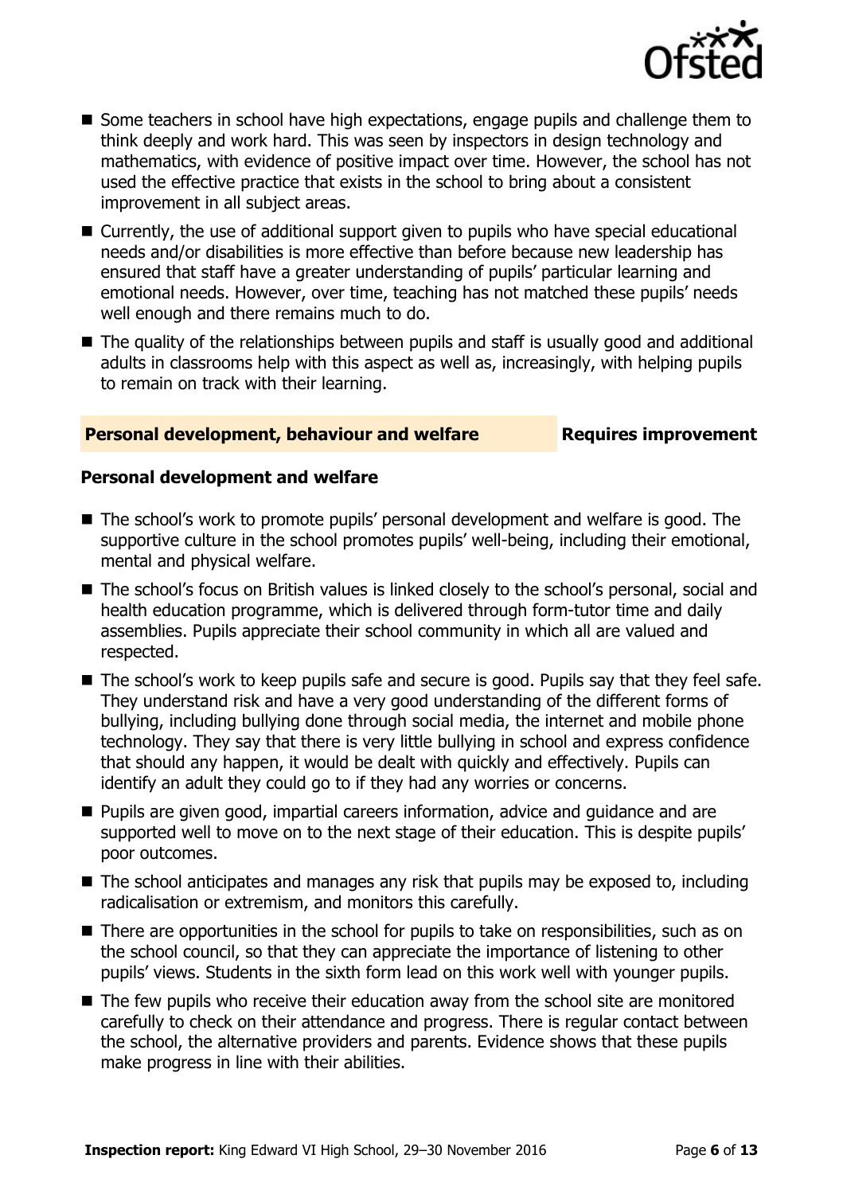- Some teachers in school have high expectations, engage pupils and challenge them to think deeply and work hard. This was seen by inspectors in design technology and mathematics, with evidence of positive impact over time. However, the school has not used the effective practice that exists in the school to bring about a consistent improvement in all subject areas.
- Currently, the use of additional support given to pupils who have special educational needs and/or disabilities is more effective than before because new leadership has ensured that staff have a greater understanding of pupils' particular learning and emotional needs. However, over time, teaching has not matched these pupils' needs well enough and there remains much to do.
- The quality of the relationships between pupils and staff is usually good and additional adults in classrooms help with this aspect as well as, increasingly, with helping pupils to remain on track with their learning.

## Personal development, behaviour and welfare — Requires improvement

### Personal development and welfare

- The school's work to promote pupils' personal development and welfare is good. The supportive culture in the school promotes pupils' well-being, including their emotional, mental and physical welfare.
- The school's focus on British values is linked closely to the school's personal, social and health education programme, which is delivered through form-tutor time and daily assemblies. Pupils appreciate their school community in which all are valued and respected.
- The school's work to keep pupils safe and secure is good. Pupils say that they feel safe. They understand risk and have a very good understanding of the different forms of bullying, including bullying done through social media, the internet and mobile phone technology. They say that there is very little bullying in school and express confidence that should any happen, it would be dealt with quickly and effectively. Pupils can identify an adult they could go to if they had any worries or concerns.
- Pupils are given good, impartial careers information, advice and guidance and are supported well to move on to the next stage of their education. This is despite pupils' poor outcomes.
- The school anticipates and manages any risk that pupils may be exposed to, including radicalisation or extremism, and monitors this carefully.
- There are opportunities in the school for pupils to take on responsibilities, such as on the school council, so that they can appreciate the importance of listening to other pupils' views. Students in the sixth form lead on this work well with younger pupils.
- The few pupils who receive their education away from the school site are monitored carefully to check on their attendance and progress. There is regular contact between the school, the alternative providers and parents. Evidence shows that these pupils make progress in line with their abilities.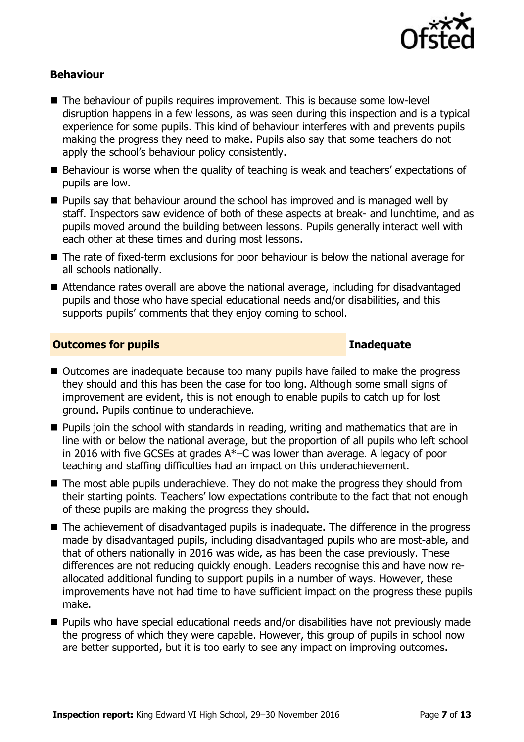### Behaviour

- The behaviour of pupils requires improvement. This is because some low-level disruption happens in a few lessons, as was seen during this inspection and is a typical experience for some pupils. This kind of behaviour interferes with and prevents pupils making the progress they need to make. Pupils also say that some teachers do not apply the school's behaviour policy consistently.
- Behaviour is worse when the quality of teaching is weak and teachers' expectations of pupils are low.
- Pupils say that behaviour around the school has improved and is managed well by staff. Inspectors saw evidence of both of these aspects at break- and lunchtime, and as pupils moved around the building between lessons. Pupils generally interact well with each other at these times and during most lessons.
- The rate of fixed-term exclusions for poor behaviour is below the national average for all schools nationally.
- Attendance rates overall are above the national average, including for disadvantaged pupils and those who have special educational needs and/or disabilities, and this supports pupils' comments that they enjoy coming to school.

## Outcomes for pupils — Inadequate

- Outcomes are inadequate because too many pupils have failed to make the progress they should and this has been the case for too long. Although some small signs of improvement are evident, this is not enough to enable pupils to catch up for lost ground. Pupils continue to underachieve.
- Pupils join the school with standards in reading, writing and mathematics that are in line with or below the national average, but the proportion of all pupils who left school in 2016 with five GCSEs at grades A*–C was lower than average. A legacy of poor teaching and staffing difficulties had an impact on this underachievement.
- The most able pupils underachieve. They do not make the progress they should from their starting points. Teachers' low expectations contribute to the fact that not enough of these pupils are making the progress they should.
- The achievement of disadvantaged pupils is inadequate. The difference in the progress made by disadvantaged pupils, including disadvantaged pupils who are most-able, and that of others nationally in 2016 was wide, as has been the case previously. These differences are not reducing quickly enough. Leaders recognise this and have now re-allocated additional funding to support pupils in a number of ways. However, these improvements have not had time to have sufficient impact on the progress these pupils make.
- Pupils who have special educational needs and/or disabilities have not previously made the progress of which they were capable. However, this group of pupils in school now are better supported, but it is too early to see any impact on improving outcomes.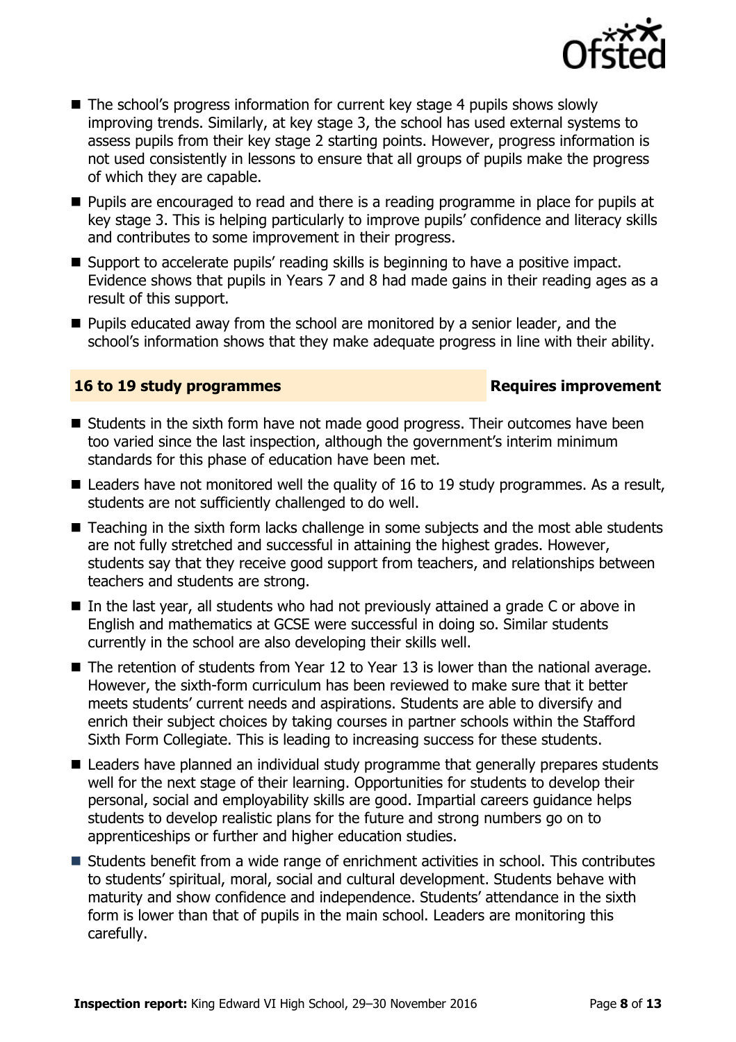- The school's progress information for current key stage 4 pupils shows slowly improving trends. Similarly, at key stage 3, the school has used external systems to assess pupils from their key stage 2 starting points. However, progress information is not used consistently in lessons to ensure that all groups of pupils make the progress of which they are capable.
- Pupils are encouraged to read and there is a reading programme in place for pupils at key stage 3. This is helping particularly to improve pupils' confidence and literacy skills and contributes to some improvement in their progress.
- Support to accelerate pupils' reading skills is beginning to have a positive impact. Evidence shows that pupils in Years 7 and 8 had made gains in their reading ages as a result of this support.
- Pupils educated away from the school are monitored by a senior leader, and the school's information shows that they make adequate progress in line with their ability.

## 16 to 19 study programmes — Requires improvement

- Students in the sixth form have not made good progress. Their outcomes have been too varied since the last inspection, although the government's interim minimum standards for this phase of education have been met.
- Leaders have not monitored well the quality of 16 to 19 study programmes. As a result, students are not sufficiently challenged to do well.
- Teaching in the sixth form lacks challenge in some subjects and the most able students are not fully stretched and successful in attaining the highest grades. However, students say that they receive good support from teachers, and relationships between teachers and students are strong.
- In the last year, all students who had not previously attained a grade C or above in English and mathematics at GCSE were successful in doing so. Similar students currently in the school are also developing their skills well.
- The retention of students from Year 12 to Year 13 is lower than the national average. However, the sixth-form curriculum has been reviewed to make sure that it better meets students' current needs and aspirations. Students are able to diversify and enrich their subject choices by taking courses in partner schools within the Stafford Sixth Form Collegiate. This is leading to increasing success for these students.
- Leaders have planned an individual study programme that generally prepares students well for the next stage of their learning. Opportunities for students to develop their personal, social and employability skills are good. Impartial careers guidance helps students to develop realistic plans for the future and strong numbers go on to apprenticeships or further and higher education studies.
- Students benefit from a wide range of enrichment activities in school. This contributes to students' spiritual, moral, social and cultural development. Students behave with maturity and show confidence and independence. Students' attendance in the sixth form is lower than that of pupils in the main school. Leaders are monitoring this carefully.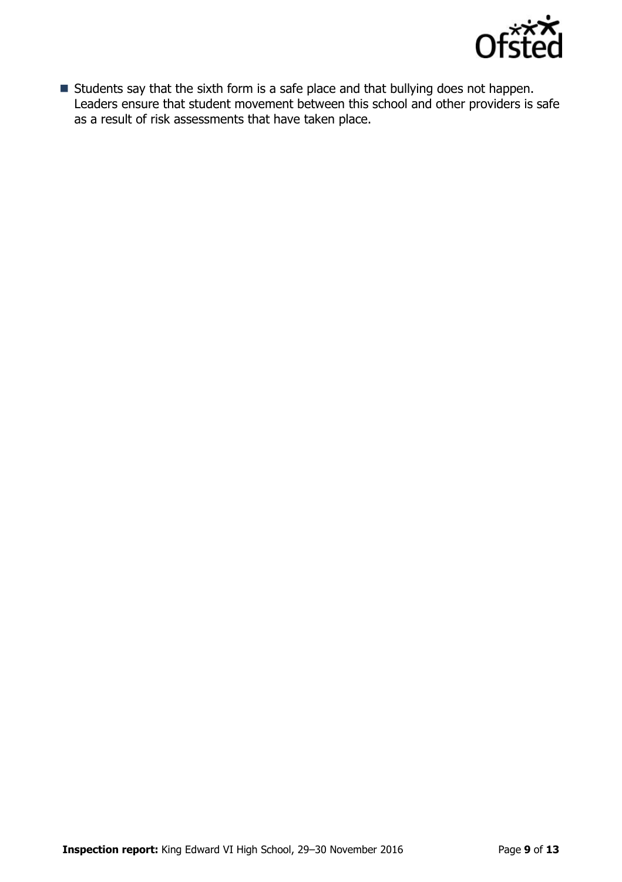- Students say that the sixth form is a safe place and that bullying does not happen. Leaders ensure that student movement between this school and other providers is safe as a result of risk assessments that have taken place.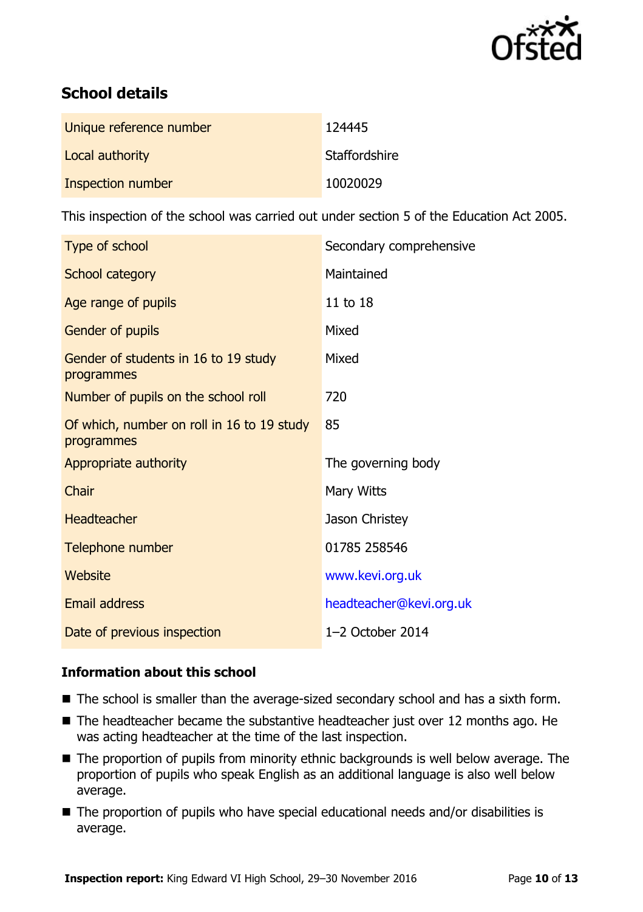## School details

| | |
|---|---|
| Unique reference number | 124445 |
| Local authority | Staffordshire |
| Inspection number | 10020029 |

This inspection of the school was carried out under section 5 of the Education Act 2005.

| | |
|---|---|
| Type of school | Secondary comprehensive |
| School category | Maintained |
| Age range of pupils | 11 to 18 |
| Gender of pupils | Mixed |
| Gender of students in 16 to 19 study programmes | Mixed |
| Number of pupils on the school roll | 720 |
| Of which, number on roll in 16 to 19 study programmes | 85 |
| Appropriate authority | The governing body |
| Chair | Mary Witts |
| Headteacher | Jason Christey |
| Telephone number | 01785 258546 |
| Website | www.kevi.org.uk |
| Email address | headteacher@kevi.org.uk |
| Date of previous inspection | 1–2 October 2014 |

### Information about this school

- The school is smaller than the average-sized secondary school and has a sixth form.
- The headteacher became the substantive headteacher just over 12 months ago. He was acting headteacher at the time of the last inspection.
- The proportion of pupils from minority ethnic backgrounds is well below average. The proportion of pupils who speak English as an additional language is also well below average.
- The proportion of pupils who have special educational needs and/or disabilities is average.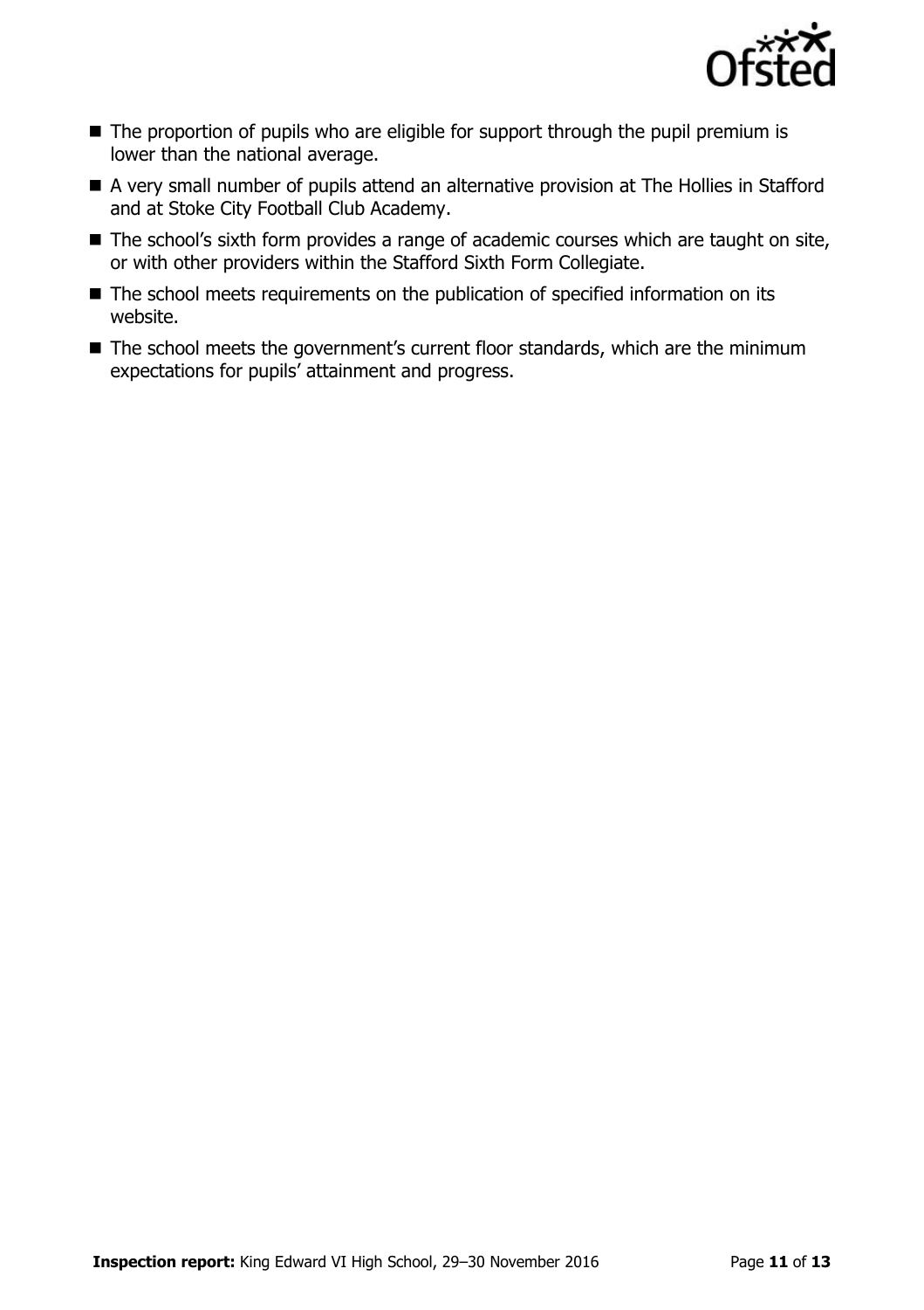- The proportion of pupils who are eligible for support through the pupil premium is lower than the national average.
- A very small number of pupils attend an alternative provision at The Hollies in Stafford and at Stoke City Football Club Academy.
- The school's sixth form provides a range of academic courses which are taught on site, or with other providers within the Stafford Sixth Form Collegiate.
- The school meets requirements on the publication of specified information on its website.
- The school meets the government's current floor standards, which are the minimum expectations for pupils' attainment and progress.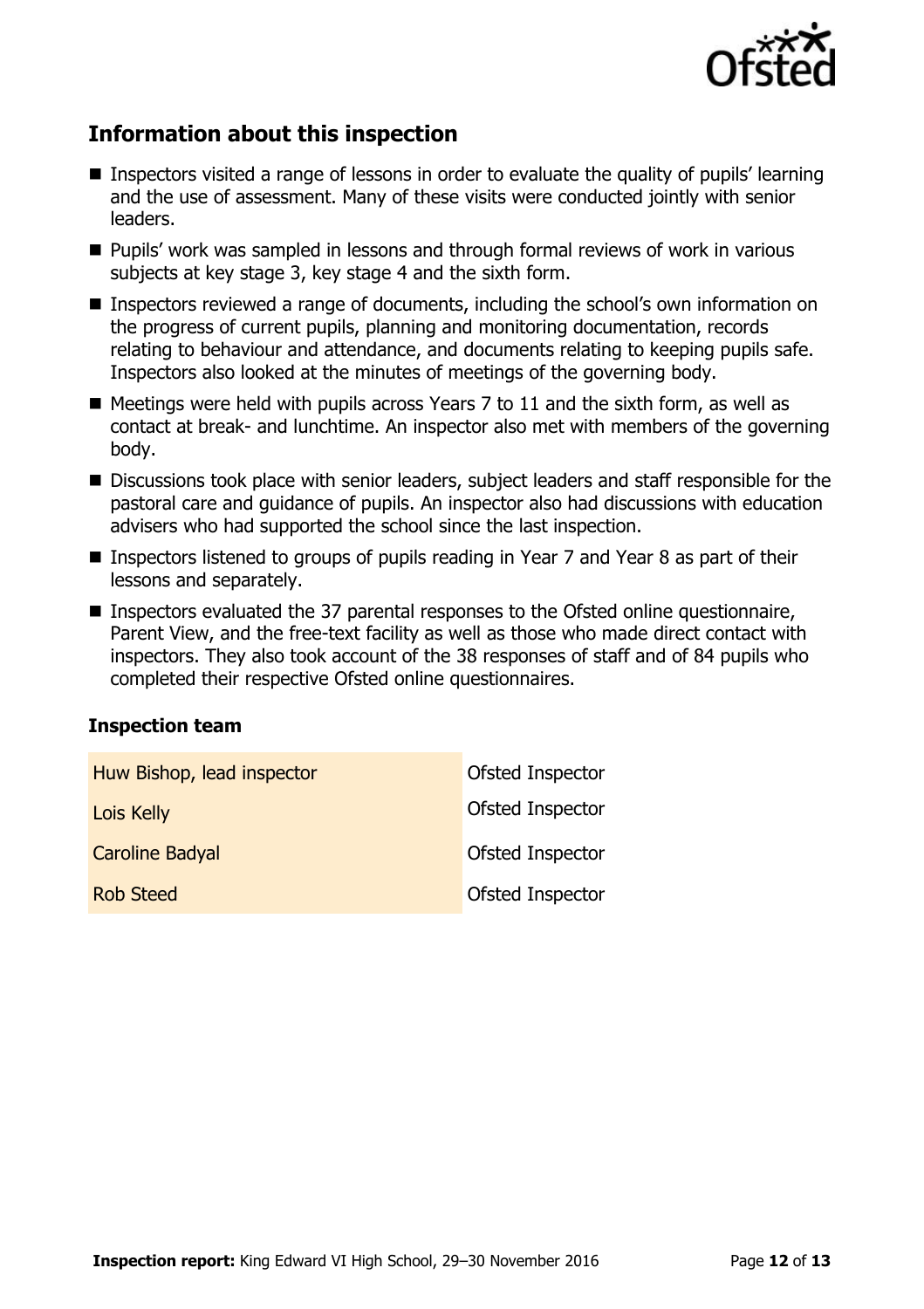## Information about this inspection

- Inspectors visited a range of lessons in order to evaluate the quality of pupils' learning and the use of assessment. Many of these visits were conducted jointly with senior leaders.
- Pupils' work was sampled in lessons and through formal reviews of work in various subjects at key stage 3, key stage 4 and the sixth form.
- Inspectors reviewed a range of documents, including the school's own information on the progress of current pupils, planning and monitoring documentation, records relating to behaviour and attendance, and documents relating to keeping pupils safe. Inspectors also looked at the minutes of meetings of the governing body.
- Meetings were held with pupils across Years 7 to 11 and the sixth form, as well as contact at break- and lunchtime. An inspector also met with members of the governing body.
- Discussions took place with senior leaders, subject leaders and staff responsible for the pastoral care and guidance of pupils. An inspector also had discussions with education advisers who had supported the school since the last inspection.
- Inspectors listened to groups of pupils reading in Year 7 and Year 8 as part of their lessons and separately.
- Inspectors evaluated the 37 parental responses to the Ofsted online questionnaire, Parent View, and the free-text facility as well as those who made direct contact with inspectors. They also took account of the 38 responses of staff and of 84 pupils who completed their respective Ofsted online questionnaires.

### Inspection team

| | |
|---|---|
| Huw Bishop, lead inspector | Ofsted Inspector |
| Lois Kelly | Ofsted Inspector |
| Caroline Badyal | Ofsted Inspector |
| Rob Steed | Ofsted Inspector |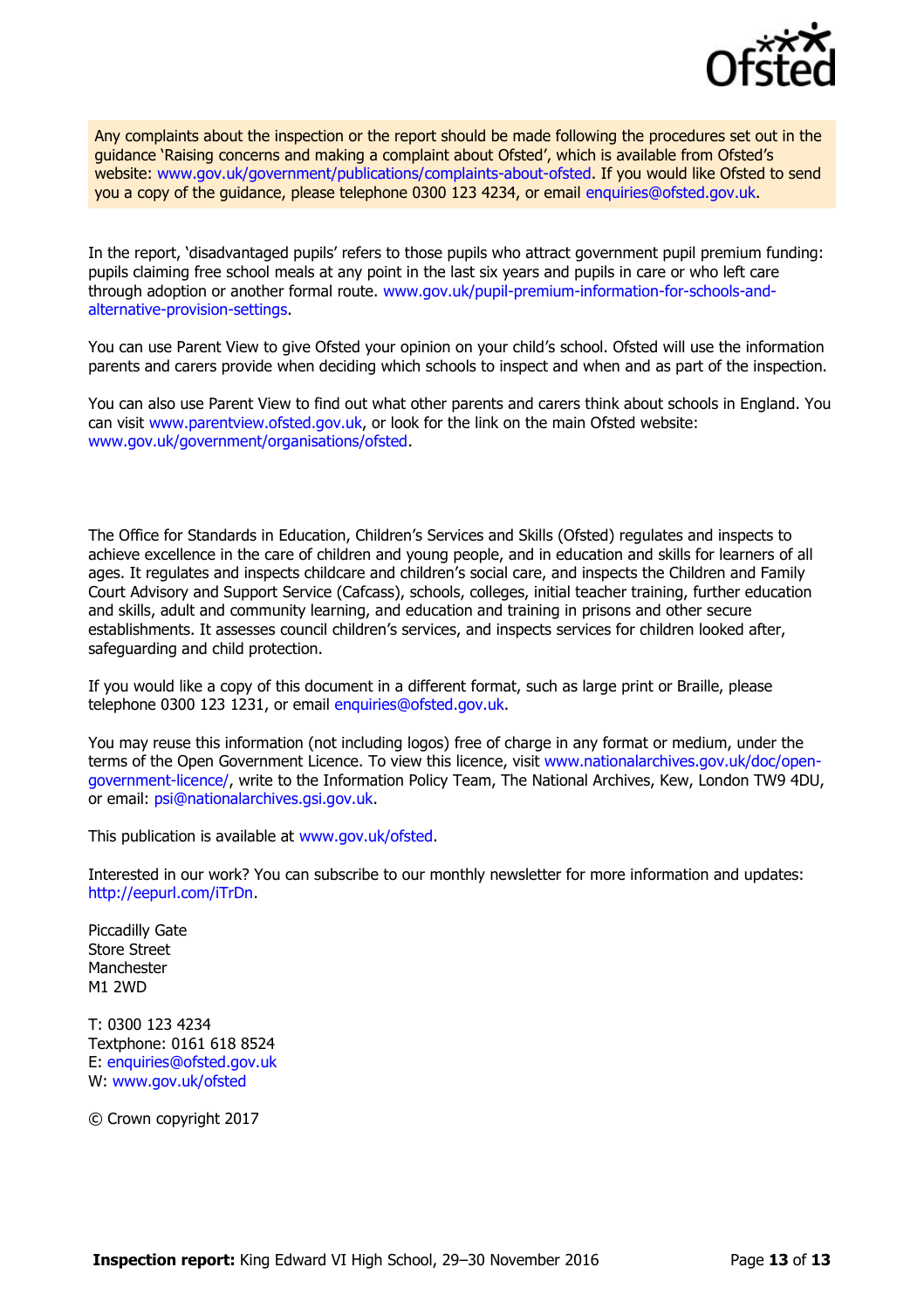Any complaints about the inspection or the report should be made following the procedures set out in the guidance 'Raising concerns and making a complaint about Ofsted', which is available from Ofsted's website: www.gov.uk/government/publications/complaints-about-ofsted. If you would like Ofsted to send you a copy of the guidance, please telephone 0300 123 4234, or email enquiries@ofsted.gov.uk.

In the report, 'disadvantaged pupils' refers to those pupils who attract government pupil premium funding: pupils claiming free school meals at any point in the last six years and pupils in care or who left care through adoption or another formal route. www.gov.uk/pupil-premium-information-for-schools-and-alternative-provision-settings.

You can use Parent View to give Ofsted your opinion on your child's school. Ofsted will use the information parents and carers provide when deciding which schools to inspect and when and as part of the inspection.

You can also use Parent View to find out what other parents and carers think about schools in England. You can visit www.parentview.ofsted.gov.uk, or look for the link on the main Ofsted website: www.gov.uk/government/organisations/ofsted.

The Office for Standards in Education, Children's Services and Skills (Ofsted) regulates and inspects to achieve excellence in the care of children and young people, and in education and skills for learners of all ages. It regulates and inspects childcare and children's social care, and inspects the Children and Family Court Advisory and Support Service (Cafcass), schools, colleges, initial teacher training, further education and skills, adult and community learning, and education and training in prisons and other secure establishments. It assesses council children's services, and inspects services for children looked after, safeguarding and child protection.

If you would like a copy of this document in a different format, such as large print or Braille, please telephone 0300 123 1231, or email enquiries@ofsted.gov.uk.

You may reuse this information (not including logos) free of charge in any format or medium, under the terms of the Open Government Licence. To view this licence, visit www.nationalarchives.gov.uk/doc/open-government-licence/, write to the Information Policy Team, The National Archives, Kew, London TW9 4DU, or email: psi@nationalarchives.gsi.gov.uk.

This publication is available at www.gov.uk/ofsted.

Interested in our work? You can subscribe to our monthly newsletter for more information and updates: http://eepurl.com/iTrDn.

Piccadilly Gate
Store Street
Manchester
M1 2WD

T: 0300 123 4234
Textphone: 0161 618 8524
E: enquiries@ofsted.gov.uk
W: www.gov.uk/ofsted

© Crown copyright 2017